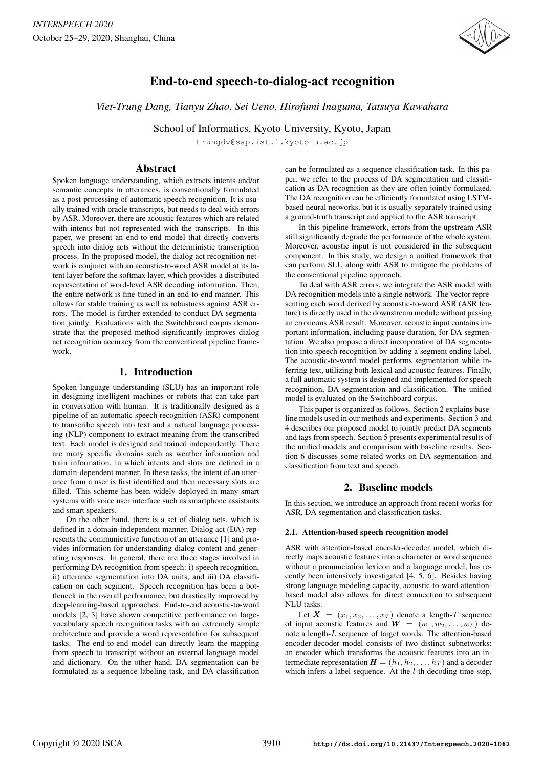# End-to-end speech-to-dialog-act recognition

*Viet-Trung Dang, Tianyu Zhao, Sei Ueno, Hirofumi Inaguma, Tatsuya Kawahara*

School of Informatics, Kyoto University, Kyoto, Japan

trungdv@sap.ist.i.kyoto-u.ac.jp

## Abstract

Spoken language understanding, which extracts intents and/or semantic concepts in utterances, is conventionally formulated as a post-processing of automatic speech recognition. It is usually trained with oracle transcripts, but needs to deal with errors by ASR. Moreover, there are acoustic features which are related with intents but not represented with the transcripts. In this paper, we present an end-to-end model that directly converts speech into dialog acts without the deterministic transcription process. In the proposed model, the dialog act recognition network is conjunct with an acoustic-to-word ASR model at its latent layer before the softmax layer, which provides a distributed representation of word-level ASR decoding information. Then, the entire network is fine-tuned in an end-to-end manner. This allows for stable training as well as robustness against ASR errors. The model is further extended to conduct DA segmentation jointly. Evaluations with the Switchboard corpus demonstrate that the proposed method significantly improves dialog act recognition accuracy from the conventional pipeline framework.

## 1. Introduction

Spoken language understanding (SLU) has an important role in designing intelligent machines or robots that can take part in conversation with human. It is traditionally designed as a pipeline of an automatic speech recognition (ASR) component to transcribe speech into text and a natural language processing (NLP) component to extract meaning from the transcribed text. Each model is designed and trained independently. There are many specific domains such as weather information and train information, in which intents and slots are defined in a domain-dependent manner. In these tasks, the intent of an utterance from a user is first identified and then necessary slots are filled. This scheme has been widely deployed in many smart systems with voice user interface such as smartphone assistants and smart speakers.

On the other hand, there is a set of dialog acts, which is defined in a domain-independent manner. Dialog act (DA) represents the communicative function of an utterance [1] and provides information for understanding dialog content and generating responses. In general, there are three stages involved in performing DA recognition from speech: i) speech recognition, ii) utterance segmentation into DA units, and iii) DA classification on each segment. Speech recognition has been a bottleneck in the overall performance, but drastically improved by deep-learning-based approaches. End-to-end acoustic-to-word models [2, 3] have shown competitive performance on large-vocabulary speech recognition tasks with an extremely simple architecture and provide a word representation for subsequent tasks. The end-to-end model can directly learn the mapping from speech to transcript without an external language model and dictionary. On the other hand, DA segmentation can be formulated as a sequence labeling task, and DA classification can be formulated as a sequence classification task. In this paper, we refer to the process of DA segmentation and classification as DA recognition as they are often jointly formulated. The DA recognition can be efficiently formulated using LSTM-based neural networks, but it is usually separately trained using a ground-truth transcript and applied to the ASR transcript.

In this pipeline framework, errors from the upstream ASR still significantly degrade the performance of the whole system. Moreover, acoustic input is not considered in the subsequent component. In this study, we design a unified framework that can perform SLU along with ASR to mitigate the problems of the conventional pipeline approach.

To deal with ASR errors, we integrate the ASR model with DA recognition models into a single network. The vector representing each word derived by acoustic-to-word ASR (ASR feature) is directly used in the downstream module without passing an erroneous ASR result. Moreover, acoustic input contains important information, including pause duration, for DA segmentation. We also propose a direct incorporation of DA segmentation into speech recognition by adding a segment ending label. The acoustic-to-word model performs segmentation while inferring text, utilizing both lexical and acoustic features. Finally, a full automatic system is designed and implemented for speech recognition, DA segmentation and classification. The unified model is evaluated on the Switchboard corpus.

This paper is organized as follows. Section 2 explains baseline models used in our methods and experiments. Section 3 and 4 describes our proposed model to jointly predict DA segments and tags from speech. Section 5 presents experimental results of the unified models and comparison with baseline results. Section 6 discusses some related works on DA segmentation and classification from text and speech.

## 2. Baseline models

In this section, we introduce an approach from recent works for ASR, DA segmentation and classification tasks.

### 2.1. Attention-based speech recognition model

ASR with attention-based encoder-decoder model, which directly maps acoustic features into a character or word sequence without a pronunciation lexicon and a language model, has recently been intensively investigated [4, 5, 6]. Besides having strong language modeling capacity, acoustic-to-word attention-based model also allows for direct connection to subsequent NLU tasks.

Let $\boldsymbol{X} = (x_1, x_2, \ldots, x_T)$ denote a length-$T$ sequence of input acoustic features and $\boldsymbol{W} = (w_1, w_2, \ldots, w_L)$ denote a length-$L$ sequence of target words. The attention-based encoder-decoder model consists of two distinct subnetworks: an encoder which transforms the acoustic features into an intermediate representation $\boldsymbol{H} = (h_1, h_2, \ldots, h_T)$ and a decoder which infers a label sequence. At the $l$-th decoding time step,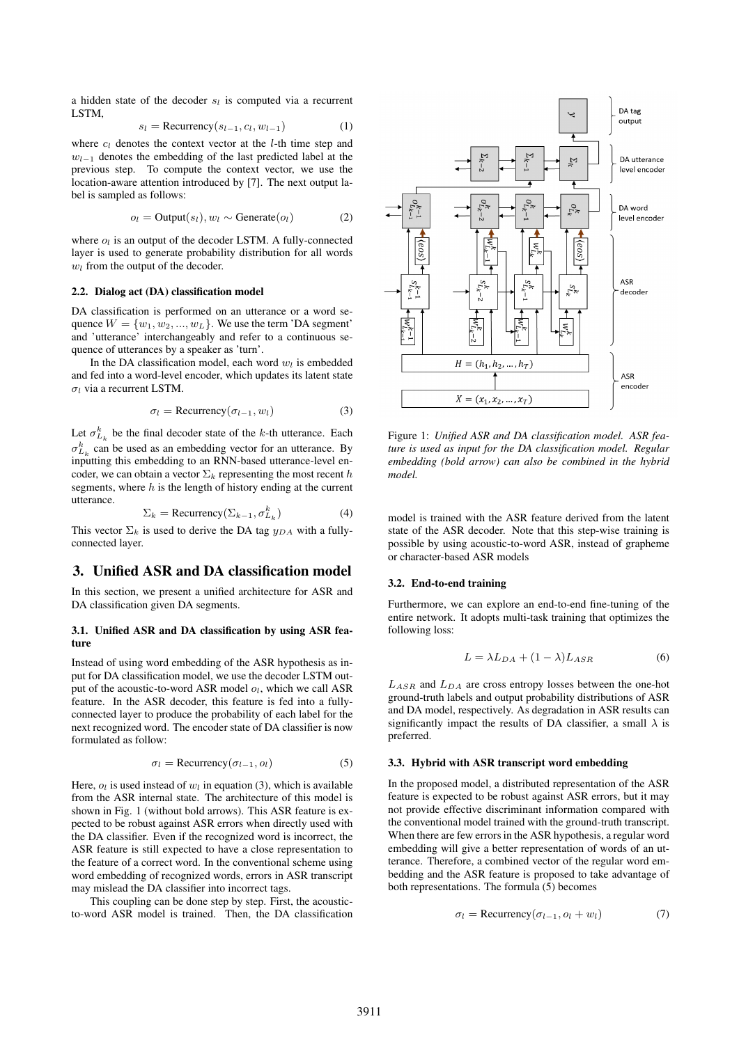a hidden state of the decoder $s_l$ is computed via a recurrent LSTM,

$$s_l = \text{Recurrency}(s_{l-1}, c_l, w_{l-1}) \quad (1)$$

where $c_l$ denotes the context vector at the $l$-th time step and $w_{l-1}$ denotes the embedding of the last predicted label at the previous step. To compute the context vector, we use the location-aware attention introduced by [7]. The next output label is sampled as follows:

$$o_l = \text{Output}(s_l), w_l \sim \text{Generate}(o_l) \quad (2)$$

where $o_l$ is an output of the decoder LSTM. A fully-connected layer is used to generate probability distribution for all words $w_l$ from the output of the decoder.

### 2.2. Dialog act (DA) classification model

DA classification is performed on an utterance or a word sequence $W = \{w_1, w_2, ..., w_L\}$. We use the term 'DA segment' and 'utterance' interchangeably and refer to a continuous sequence of utterances by a speaker as 'turn'.

In the DA classification model, each word $w_l$ is embedded and fed into a word-level encoder, which updates its latent state $\sigma_l$ via a recurrent LSTM.

$$\sigma_l = \text{Recurrency}(\sigma_{l-1}, w_l) \quad (3)$$

Let $\sigma^k_{L_k}$ be the final decoder state of the $k$-th utterance. Each $\sigma^k_{L_k}$ can be used as an embedding vector for an utterance. By inputting this embedding to an RNN-based utterance-level encoder, we can obtain a vector $\Sigma_k$ representing the most recent $h$ segments, where $h$ is the length of history ending at the current utterance.

$$\Sigma_k = \text{Recurrency}(\Sigma_{k-1}, \sigma^k_{L_k}) \quad (4)$$

This vector $\Sigma_k$ is used to derive the DA tag $y_{DA}$ with a fully-connected layer.

## 3. Unified ASR and DA classification model

In this section, we present a unified architecture for ASR and DA classification given DA segments.

### 3.1. Unified ASR and DA classification by using ASR feature

Instead of using word embedding of the ASR hypothesis as input for DA classification model, we use the decoder LSTM output of the acoustic-to-word ASR model $o_l$, which we call ASR feature. In the ASR decoder, this feature is fed into a fully-connected layer to produce the probability of each label for the next recognized word. The encoder state of DA classifier is now formulated as follow:

$$\sigma_l = \text{Recurrency}(\sigma_{l-1}, o_l) \quad (5)$$

Here, $o_l$ is used instead of $w_l$ in equation (3), which is available from the ASR internal state. The architecture of this model is shown in Fig. 1 (without bold arrows). This ASR feature is expected to be robust against ASR errors when directly used with the DA classifier. Even if the recognized word is incorrect, the ASR feature is still expected to have a close representation to the feature of a correct word. In the conventional scheme using word embedding of recognized words, errors in ASR transcript may mislead the DA classifier into incorrect tags.

This coupling can be done step by step. First, the acoustic-to-word ASR model is trained. Then, the DA classification model is trained with the ASR feature derived from the latent state of the ASR decoder. Note that this step-wise training is possible by using acoustic-to-word ASR, instead of grapheme or character-based ASR models

Figure 1: *Unified ASR and DA classification model. ASR feature is used as input for the DA classification model. Regular embedding (bold arrow) can also be combined in the hybrid model.*

### 3.2. End-to-end training

Furthermore, we can explore an end-to-end fine-tuning of the entire network. It adopts multi-task training that optimizes the following loss:

$$L = \lambda L_{DA} + (1 - \lambda) L_{ASR} \quad (6)$$

$L_{ASR}$ and $L_{DA}$ are cross entropy losses between the one-hot ground-truth labels and output probability distributions of ASR and DA model, respectively. As degradation in ASR results can significantly impact the results of DA classifier, a small $\lambda$ is preferred.

### 3.3. Hybrid with ASR transcript word embedding

In the proposed model, a distributed representation of the ASR feature is expected to be robust against ASR errors, but it may not provide effective discriminant information compared with the conventional model trained with the ground-truth transcript. When there are few errors in the ASR hypothesis, a regular word embedding will give a better representation of words of an utterance. Therefore, a combined vector of the regular word embedding and the ASR feature is proposed to take advantage of both representations. The formula (5) becomes

$$\sigma_l = \text{Recurrency}(\sigma_{l-1}, o_l + w_l) \quad (7)$$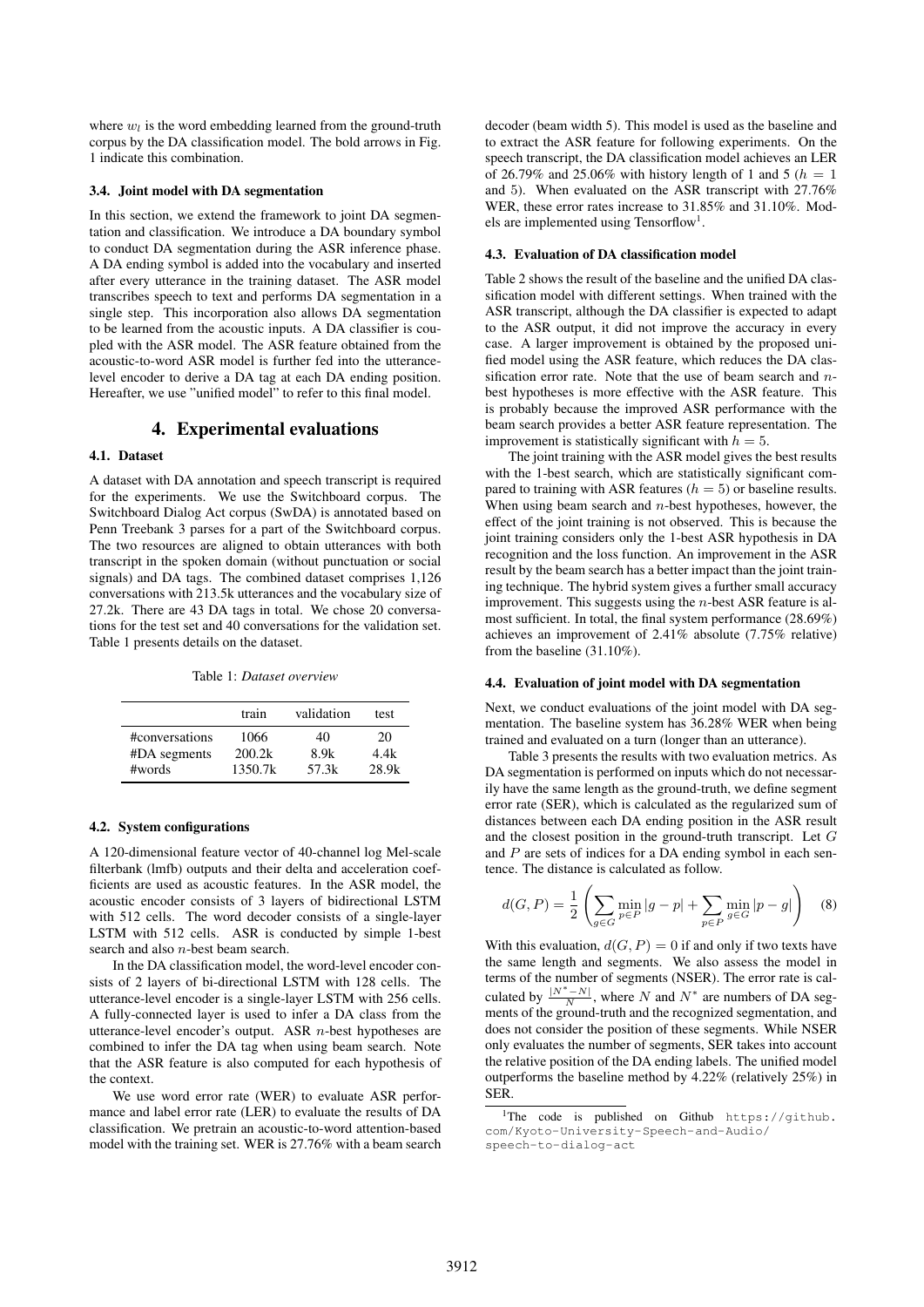where $w_l$ is the word embedding learned from the ground-truth corpus by the DA classification model. The bold arrows in Fig. 1 indicate this combination.

### 3.4. Joint model with DA segmentation

In this section, we extend the framework to joint DA segmentation and classification. We introduce a DA boundary symbol to conduct DA segmentation during the ASR inference phase. A DA ending symbol is added into the vocabulary and inserted after every utterance in the training dataset. The ASR model transcribes speech to text and performs DA segmentation in a single step. This incorporation also allows DA segmentation to be learned from the acoustic inputs. A DA classifier is coupled with the ASR model. The ASR feature obtained from the acoustic-to-word ASR model is further fed into the utterance-level encoder to derive a DA tag at each DA ending position. Hereafter, we use "unified model" to refer to this final model.

## 4. Experimental evaluations

### 4.1. Dataset

A dataset with DA annotation and speech transcript is required for the experiments. We use the Switchboard corpus. The Switchboard Dialog Act corpus (SwDA) is annotated based on Penn Treebank 3 parses for a part of the Switchboard corpus. The two resources are aligned to obtain utterances with both transcript in the spoken domain (without punctuation or social signals) and DA tags. The combined dataset comprises 1,126 conversations with 213.5k utterances and the vocabulary size of 27.2k. There are 43 DA tags in total. We chose 20 conversations for the test set and 40 conversations for the validation set. Table 1 presents details on the dataset.

Table 1: *Dataset overview*

| | train | validation | test |
|---|---|---|---|
| #conversations | 1066 | 40 | 20 |
| #DA segments | 200.2k | 8.9k | 4.4k |
| #words | 1350.7k | 57.3k | 28.9k |

### 4.2. System configurations

A 120-dimensional feature vector of 40-channel log Mel-scale filterbank (lmfb) outputs and their delta and acceleration coefficients are used as acoustic features. In the ASR model, the acoustic encoder consists of 3 layers of bidirectional LSTM with 512 cells. The word decoder consists of a single-layer LSTM with 512 cells. ASR is conducted by simple 1-best search and also $n$-best beam search.

In the DA classification model, the word-level encoder consists of 2 layers of bi-directional LSTM with 128 cells. The utterance-level encoder is a single-layer LSTM with 256 cells. A fully-connected layer is used to infer a DA class from the utterance-level encoder's output. ASR $n$-best hypotheses are combined to infer the DA tag when using beam search. Note that the ASR feature is also computed for each hypothesis of the context.

We use word error rate (WER) to evaluate ASR performance and label error rate (LER) to evaluate the results of DA classification. We pretrain an acoustic-to-word attention-based model with the training set. WER is 27.76% with a beam search decoder (beam width 5). This model is used as the baseline and to extract the ASR feature for following experiments. On the speech transcript, the DA classification model achieves an LER of 26.79% and 25.06% with history length of 1 and 5 ($h = 1$ and 5). When evaluated on the ASR transcript with 27.76% WER, these error rates increase to 31.85% and 31.10%. Models are implemented using Tensorflow[1].

### 4.3. Evaluation of DA classification model

Table 2 shows the result of the baseline and the unified DA classification model with different settings. When trained with the ASR transcript, although the DA classifier is expected to adapt to the ASR output, it did not improve the accuracy in every case. A larger improvement is obtained by the proposed unified model using the ASR feature, which reduces the DA classification error rate. Note that the use of beam search and $n$-best hypotheses is more effective with the ASR feature. This is probably because the improved ASR performance with the beam search provides a better ASR feature representation. The improvement is statistically significant with $h = 5$.

The joint training with the ASR model gives the best results with the 1-best search, which are statistically significant compared to training with ASR features ($h = 5$) or baseline results. When using beam search and $n$-best hypotheses, however, the effect of the joint training is not observed. This is because the joint training considers only the 1-best ASR hypothesis in DA recognition and the loss function. An improvement in the ASR result by the beam search has a better impact than the joint training technique. The hybrid system gives a further small accuracy improvement. This suggests using the $n$-best ASR feature is almost sufficient. In total, the final system performance (28.69%) achieves an improvement of 2.41% absolute (7.75% relative) from the baseline (31.10%).

### 4.4. Evaluation of joint model with DA segmentation

Next, we conduct evaluations of the joint model with DA segmentation. The baseline system has 36.28% WER when being trained and evaluated on a turn (longer than an utterance).

Table 3 presents the results with two evaluation metrics. As DA segmentation is performed on inputs which do not necessarily have the same length as the ground-truth, we define segment error rate (SER), which is calculated as the regularized sum of distances between each DA ending position in the ASR result and the closest position in the ground-truth transcript. Let $G$ and $P$ are sets of indices for a DA ending symbol in each sentence. The distance is calculated as follow.

$$d(G, P) = \frac{1}{2} \left( \sum_{g \in G} \min_{p \in P} |g - p| + \sum_{p \in P} \min_{g \in G} |p - g| \right) \quad (8)$$

With this evaluation, $d(G, P) = 0$ if and only if two texts have the same length and segments. We also assess the model in terms of the number of segments (NSER). The error rate is calculated by $\frac{|N^* - N|}{N}$, where $N$ and $N^*$ are numbers of DA segments of the ground-truth and the recognized segmentation, and does not consider the position of these segments. While NSER only evaluates the number of segments, SER takes into account the relative position of the DA ending labels. The unified model outperforms the baseline method by 4.22% (relatively 25%) in SER.

[1] The code is published on Github https://github.com/Kyoto-University-Speech-and-Audio/speech-to-dialog-act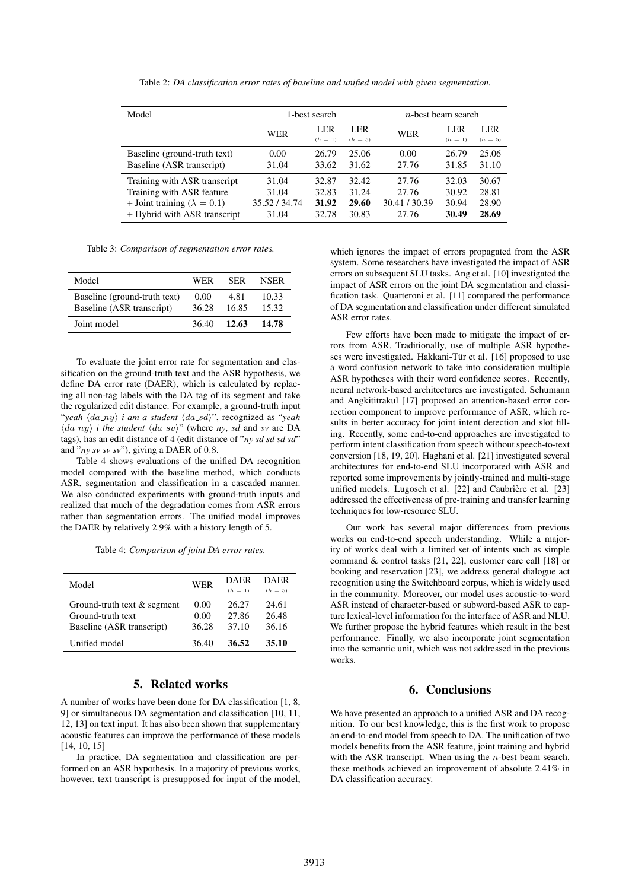Table 2: *DA classification error rates of baseline and unified model with given segmentation.*

| Model | 1-best search | | | $n$-best beam search | | |
|---|---|---|---|---|---|---|
| | WER | LER $(h=1)$ | LER $(h=5)$ | WER | LER $(h=1)$ | LER $(h=5)$ |
| Baseline (ground-truth text) | 0.00 | 26.79 | 25.06 | 0.00 | 26.79 | 25.06 |
| Baseline (ASR transcript) | 31.04 | 33.62 | 31.62 | 27.76 | 31.85 | 31.10 |
| Training with ASR transcript | 31.04 | 32.87 | 32.42 | 27.76 | 32.03 | 30.67 |
| Training with ASR feature | 31.04 | 32.83 | 31.24 | 27.76 | 30.92 | 28.81 |
| + Joint training ($\lambda = 0.1$) | 35.52 / 34.74 | **31.92** | **29.60** | 30.41 / 30.39 | 30.94 | 28.90 |
| + Hybrid with ASR transcript | 31.04 | 32.78 | 30.83 | 27.76 | **30.49** | **28.69** |

Table 3: *Comparison of segmentation error rates.*

| Model | WER | SER | NSER |
|---|---|---|---|
| Baseline (ground-truth text) | 0.00 | 4.81 | 10.33 |
| Baseline (ASR transcript) | 36.28 | 16.85 | 15.32 |
| Joint model | 36.40 | **12.63** | **14.78** |

To evaluate the joint error rate for segmentation and classification on the ground-truth text and the ASR hypothesis, we define DA error rate (DAER), which is calculated by replacing all non-tag labels with the DA tag of its segment and take the regularized edit distance. For example, a ground-truth input "*yeah* $\langle da\_ny \rangle$ *i am a student* $\langle da\_sd \rangle$", recognized as "*yeah* $\langle da\_ny \rangle$ *i the student* $\langle da\_sv \rangle$" (where *ny*, *sd* and *sv* are DA tags), has an edit distance of 4 (edit distance of "*ny sd sd sd sd*" and "*ny sv sv sv*"), giving a DAER of 0.8.

Table 4 shows evaluations of the unified DA recognition model compared with the baseline method, which conducts ASR, segmentation and classification in a cascaded manner. We also conducted experiments with ground-truth inputs and realized that much of the degradation comes from ASR errors rather than segmentation errors. The unified model improves the DAER by relatively 2.9% with a history length of 5.

Table 4: *Comparison of joint DA error rates.*

| Model | WER | DAER $(h=1)$ | DAER $(h=5)$ |
|---|---|---|---|
| Ground-truth text & segment | 0.00 | 26.27 | 24.61 |
| Ground-truth text | 0.00 | 27.86 | 26.48 |
| Baseline (ASR transcript) | 36.28 | 37.10 | 36.16 |
| Unified model | 36.40 | **36.52** | **35.10** |

## 5. Related works

A number of works have been done for DA classification [1, 8, 9] or simultaneous DA segmentation and classification [10, 11, 12, 13] on text input. It has also been shown that supplementary acoustic features can improve the performance of these models [14, 10, 15]

In practice, DA segmentation and classification are performed on an ASR hypothesis. In a majority of previous works, however, text transcript is presupposed for input of the model, which ignores the impact of errors propagated from the ASR system. Some researchers have investigated the impact of ASR errors on subsequent SLU tasks. Ang et al. [10] investigated the impact of ASR errors on the joint DA segmentation and classification task. Quarteroni et al. [11] compared the performance of DA segmentation and classification under different simulated ASR error rates.

Few efforts have been made to mitigate the impact of errors from ASR. Traditionally, use of multiple ASR hypotheses were investigated. Hakkani-Tür et al. [16] proposed to use a word confusion network to take into consideration multiple ASR hypotheses with their word confidence scores. Recently, neural network-based architectures are investigated. Schumann and Angkititrakul [17] proposed an attention-based error correction component to improve performance of ASR, which results in better accuracy for joint intent detection and slot filling. Recently, some end-to-end approaches are investigated to perform intent classification from speech without speech-to-text conversion [18, 19, 20]. Haghani et al. [21] investigated several architectures for end-to-end SLU incorporated with ASR and reported some improvements by jointly-trained and multi-stage unified models. Lugosch et al. [22] and Caubrière et al. [23] addressed the effectiveness of pre-training and transfer learning techniques for low-resource SLU.

Our work has several major differences from previous works on end-to-end speech understanding. While a majority of works deal with a limited set of intents such as simple command & control tasks [21, 22], customer care call [18] or booking and reservation [23], we address general dialogue act recognition using the Switchboard corpus, which is widely used in the community. Moreover, our model uses acoustic-to-word ASR instead of character-based or subword-based ASR to capture lexical-level information for the interface of ASR and NLU. We further propose the hybrid features which result in the best performance. Finally, we also incorporate joint segmentation into the semantic unit, which was not addressed in the previous works.

## 6. Conclusions

We have presented an approach to a unified ASR and DA recognition. To our best knowledge, this is the first work to propose an end-to-end model from speech to DA. The unification of two models benefits from the ASR feature, joint training and hybrid with the ASR transcript. When using the $n$-best beam search, these methods achieved an improvement of absolute 2.41% in DA classification accuracy.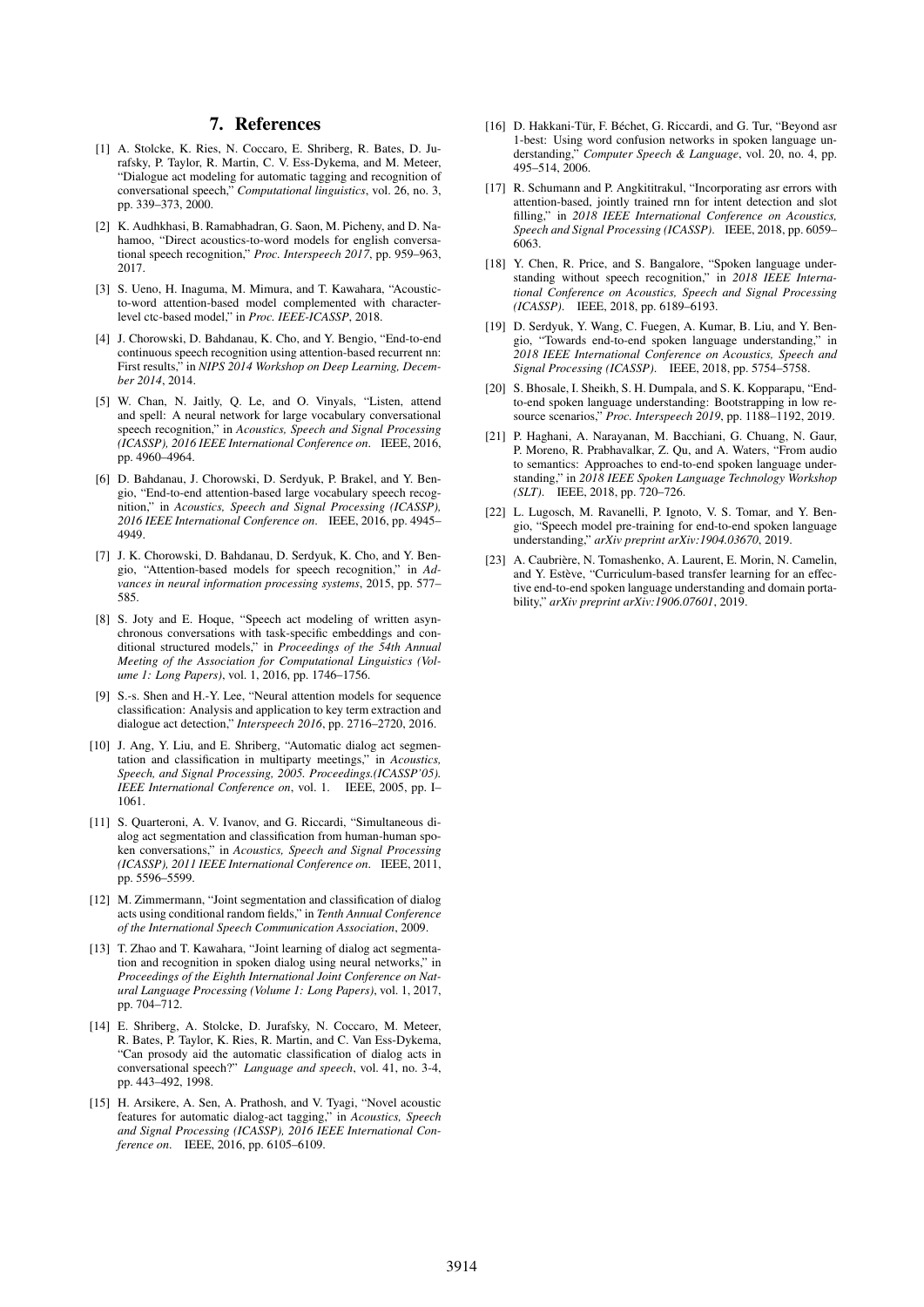## 7. References

[1] A. Stolcke, K. Ries, N. Coccaro, E. Shriberg, R. Bates, D. Jurafsky, P. Taylor, R. Martin, C. V. Ess-Dykema, and M. Meteer, "Dialogue act modeling for automatic tagging and recognition of conversational speech," *Computational linguistics*, vol. 26, no. 3, pp. 339–373, 2000.

[2] K. Audhkhasi, B. Ramabhadran, G. Saon, M. Picheny, and D. Nahamoo, "Direct acoustics-to-word models for english conversational speech recognition," *Proc. Interspeech 2017*, pp. 959–963, 2017.

[3] S. Ueno, H. Inaguma, M. Mimura, and T. Kawahara, "Acoustic-to-word attention-based model complemented with character-level ctc-based model," in *Proc. IEEE-ICASSP*, 2018.

[4] J. Chorowski, D. Bahdanau, K. Cho, and Y. Bengio, "End-to-end continuous speech recognition using attention-based recurrent nn: First results," in *NIPS 2014 Workshop on Deep Learning, December 2014*, 2014.

[5] W. Chan, N. Jaitly, Q. Le, and O. Vinyals, "Listen, attend and spell: A neural network for large vocabulary conversational speech recognition," in *Acoustics, Speech and Signal Processing (ICASSP), 2016 IEEE International Conference on*. IEEE, 2016, pp. 4960–4964.

[6] D. Bahdanau, J. Chorowski, D. Serdyuk, P. Brakel, and Y. Bengio, "End-to-end attention-based large vocabulary speech recognition," in *Acoustics, Speech and Signal Processing (ICASSP), 2016 IEEE International Conference on*. IEEE, 2016, pp. 4945–4949.

[7] J. K. Chorowski, D. Bahdanau, D. Serdyuk, K. Cho, and Y. Bengio, "Attention-based models for speech recognition," in *Advances in neural information processing systems*, 2015, pp. 577–585.

[8] S. Joty and E. Hoque, "Speech act modeling of written asynchronous conversations with task-specific embeddings and conditional structured models," in *Proceedings of the 54th Annual Meeting of the Association for Computational Linguistics (Volume 1: Long Papers)*, vol. 1, 2016, pp. 1746–1756.

[9] S.-s. Shen and H.-Y. Lee, "Neural attention models for sequence classification: Analysis and application to key term extraction and dialogue act detection," *Interspeech 2016*, pp. 2716–2720, 2016.

[10] J. Ang, Y. Liu, and E. Shriberg, "Automatic dialog act segmentation and classification in multiparty meetings," in *Acoustics, Speech, and Signal Processing, 2005. Proceedings.(ICASSP'05). IEEE International Conference on*, vol. 1. IEEE, 2005, pp. I–1061.

[11] S. Quarteroni, A. V. Ivanov, and G. Riccardi, "Simultaneous dialog act segmentation and classification from human-human spoken conversations," in *Acoustics, Speech and Signal Processing (ICASSP), 2011 IEEE International Conference on*. IEEE, 2011, pp. 5596–5599.

[12] M. Zimmermann, "Joint segmentation and classification of dialog acts using conditional random fields," in *Tenth Annual Conference of the International Speech Communication Association*, 2009.

[13] T. Zhao and T. Kawahara, "Joint learning of dialog act segmentation and recognition in spoken dialog using neural networks," in *Proceedings of the Eighth International Joint Conference on Natural Language Processing (Volume 1: Long Papers)*, vol. 1, 2017, pp. 704–712.

[14] E. Shriberg, A. Stolcke, D. Jurafsky, N. Coccaro, M. Meteer, R. Bates, P. Taylor, K. Ries, R. Martin, and C. Van Ess-Dykema, "Can prosody aid the automatic classification of dialog acts in conversational speech?" *Language and speech*, vol. 41, no. 3-4, pp. 443–492, 1998.

[15] H. Arsikere, A. Sen, A. Prathosh, and V. Tyagi, "Novel acoustic features for automatic dialog-act tagging," in *Acoustics, Speech and Signal Processing (ICASSP), 2016 IEEE International Conference on*. IEEE, 2016, pp. 6105–6109.

[16] D. Hakkani-Tür, F. Béchet, G. Riccardi, and G. Tur, "Beyond asr 1-best: Using word confusion networks in spoken language understanding," *Computer Speech & Language*, vol. 20, no. 4, pp. 495–514, 2006.

[17] R. Schumann and P. Angkititrakul, "Incorporating asr errors with attention-based, jointly trained rnn for intent detection and slot filling," in *2018 IEEE International Conference on Acoustics, Speech and Signal Processing (ICASSP)*. IEEE, 2018, pp. 6059–6063.

[18] Y. Chen, R. Price, and S. Bangalore, "Spoken language understanding without speech recognition," in *2018 IEEE International Conference on Acoustics, Speech and Signal Processing (ICASSP)*. IEEE, 2018, pp. 6189–6193.

[19] D. Serdyuk, Y. Wang, C. Fuegen, A. Kumar, B. Liu, and Y. Bengio, "Towards end-to-end spoken language understanding," in *2018 IEEE International Conference on Acoustics, Speech and Signal Processing (ICASSP)*. IEEE, 2018, pp. 5754–5758.

[20] S. Bhosale, I. Sheikh, S. H. Dumpala, and S. K. Kopparapu, "End-to-end spoken language understanding: Bootstrapping in low resource scenarios," *Proc. Interspeech 2019*, pp. 1188–1192, 2019.

[21] P. Haghani, A. Narayanan, M. Bacchiani, G. Chuang, N. Gaur, P. Moreno, R. Prabhavalkar, Z. Qu, and A. Waters, "From audio to semantics: Approaches to end-to-end spoken language understanding," in *2018 IEEE Spoken Language Technology Workshop (SLT)*. IEEE, 2018, pp. 720–726.

[22] L. Lugosch, M. Ravanelli, P. Ignoto, V. S. Tomar, and Y. Bengio, "Speech model pre-training for end-to-end spoken language understanding," *arXiv preprint arXiv:1904.03670*, 2019.

[23] A. Caubrière, N. Tomashenko, A. Laurent, E. Morin, N. Camelin, and Y. Estève, "Curriculum-based transfer learning for an effective end-to-end spoken language understanding and domain portability," *arXiv preprint arXiv:1906.07601*, 2019.